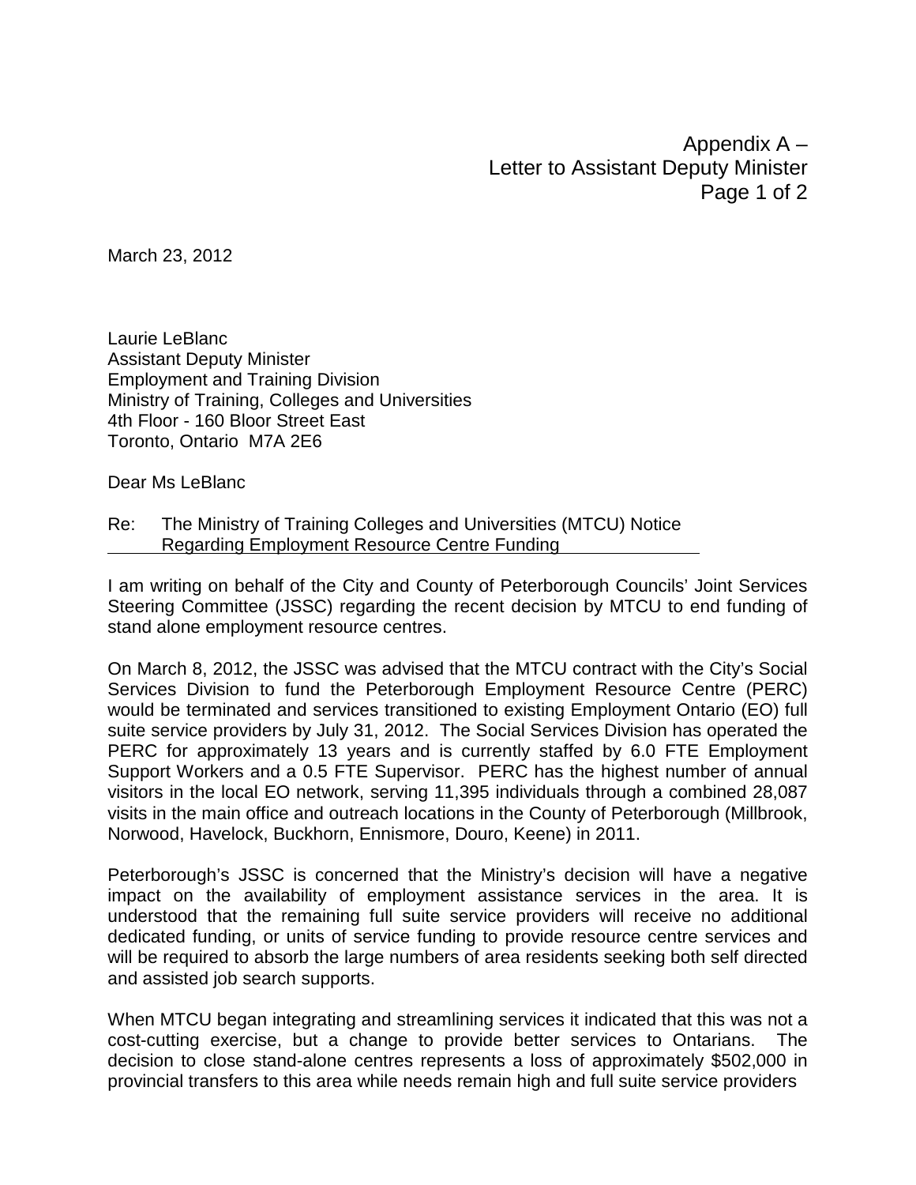Appendix A –
Letter to Assistant Deputy Minister

March 23, 2012

Laurie LeBlanc
Assistant Deputy Minister
Employment and Training Division
Ministry of Training, Colleges and Universities
4th Floor - 160 Bloor Street East
Toronto, Ontario M7A 2E6

Dear Ms LeBlanc

Re: The Ministry of Training Colleges and Universities (MTCU) Notice Regarding Employment Resource Centre Funding

I am writing on behalf of the City and County of Peterborough Councils' Joint Services Steering Committee (JSSC) regarding the recent decision by MTCU to end funding of stand alone employment resource centres.

On March 8, 2012, the JSSC was advised that the MTCU contract with the City's Social Services Division to fund the Peterborough Employment Resource Centre (PERC) would be terminated and services transitioned to existing Employment Ontario (EO) full suite service providers by July 31, 2012. The Social Services Division has operated the PERC for approximately 13 years and is currently staffed by 6.0 FTE Employment Support Workers and a 0.5 FTE Supervisor. PERC has the highest number of annual visitors in the local EO network, serving 11,395 individuals through a combined 28,087 visits in the main office and outreach locations in the County of Peterborough (Millbrook, Norwood, Havelock, Buckhorn, Ennismore, Douro, Keene) in 2011.

Peterborough's JSSC is concerned that the Ministry's decision will have a negative impact on the availability of employment assistance services in the area. It is understood that the remaining full suite service providers will receive no additional dedicated funding, or units of service funding to provide resource centre services and will be required to absorb the large numbers of area residents seeking both self directed and assisted job search supports.

When MTCU began integrating and streamlining services it indicated that this was not a cost-cutting exercise, but a change to provide better services to Ontarians. The decision to close stand-alone centres represents a loss of approximately $502,000 in provincial transfers to this area while needs remain high and full suite service providers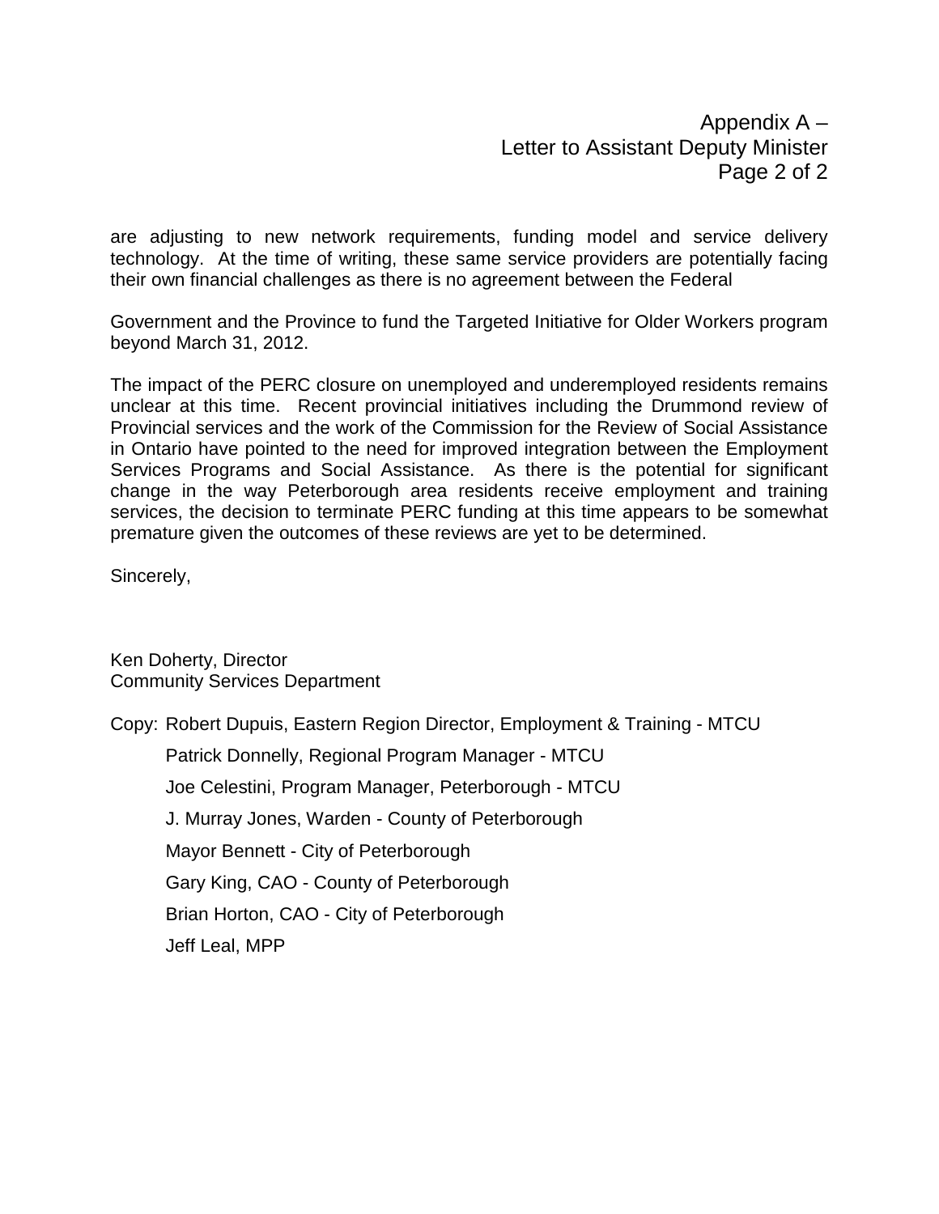are adjusting to new network requirements, funding model and service delivery technology. At the time of writing, these same service providers are potentially facing their own financial challenges as there is no agreement between the Federal

Government and the Province to fund the Targeted Initiative for Older Workers program beyond March 31, 2012.

The impact of the PERC closure on unemployed and underemployed residents remains unclear at this time. Recent provincial initiatives including the Drummond review of Provincial services and the work of the Commission for the Review of Social Assistance in Ontario have pointed to the need for improved integration between the Employment Services Programs and Social Assistance. As there is the potential for significant change in the way Peterborough area residents receive employment and training services, the decision to terminate PERC funding at this time appears to be somewhat premature given the outcomes of these reviews are yet to be determined.

Sincerely,

Ken Doherty, Director
Community Services Department

Copy: Robert Dupuis, Eastern Region Director, Employment & Training - MTCU

Patrick Donnelly, Regional Program Manager - MTCU

Joe Celestini, Program Manager, Peterborough - MTCU

J. Murray Jones, Warden - County of Peterborough

Mayor Bennett - City of Peterborough

Gary King, CAO - County of Peterborough

Brian Horton, CAO - City of Peterborough

Jeff Leal, MPP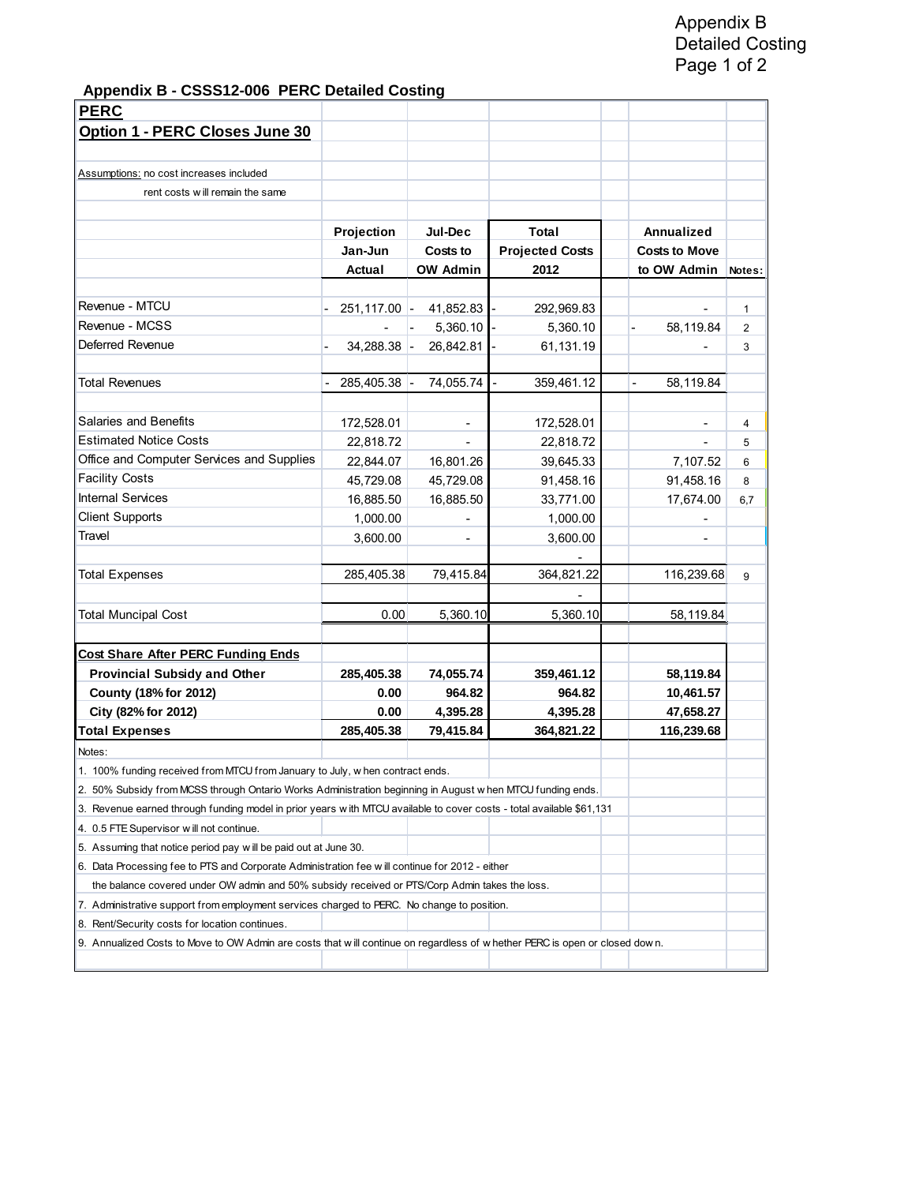Appendix B
Detailed Costing

## Appendix B - CSSS12-006 PERC Detailed Costing

**PERC**

**Option 1 - PERC Closes June 30**

Assumptions: no cost increases included
rent costs will remain the same

| | Projection Jan-Jun Actual | Jul-Dec Costs to OW Admin | Total Projected Costs 2012 | Annualized Costs to Move to OW Admin | Notes: |
|---|---|---|---|---|---|
| Revenue - MTCU | - 251,117.00 | - 41,852.83 | - 292,969.83 | - | 1 |
| Revenue - MCSS | - | - 5,360.10 | - 5,360.10 | - 58,119.84 | 2 |
| Deferred Revenue | - 34,288.38 | - 26,842.81 | - 61,131.19 | - | 3 |
| Total Revenues | - 285,405.38 | - 74,055.74 | - 359,461.12 | - 58,119.84 | |
| Salaries and Benefits | 172,528.01 | - | 172,528.01 | - | 4 |
| Estimated Notice Costs | 22,818.72 | - | 22,818.72 | - | 5 |
| Office and Computer Services and Supplies | 22,844.07 | 16,801.26 | 39,645.33 | 7,107.52 | 6 |
| Facility Costs | 45,729.08 | 45,729.08 | 91,458.16 | 91,458.16 | 8 |
| Internal Services | 16,885.50 | 16,885.50 | 33,771.00 | 17,674.00 | 6,7 |
| Client Supports | 1,000.00 | - | 1,000.00 | - | |
| Travel | 3,600.00 | - | 3,600.00 | - | |
| | | | - | | |
| Total Expenses | 285,405.38 | 79,415.84 | 364,821.22 | 116,239.68 | 9 |
| | | | - | | |
| Total Muncipal Cost | 0.00 | 5,360.10 | 5,360.10 | 58,119.84 | |
| **Cost Share After PERC Funding Ends** | | | | | |
| **Provincial Subsidy and Other** | **285,405.38** | **74,055.74** | **359,461.12** | **58,119.84** | |
| **County (18% for 2012)** | **0.00** | **964.82** | **964.82** | **10,461.57** | |
| **City (82% for 2012)** | **0.00** | **4,395.28** | **4,395.28** | **47,658.27** | |
| **Total Expenses** | **285,405.38** | **79,415.84** | **364,821.22** | **116,239.68** | |

Notes:

1. 100% funding received from MTCU from January to July, when contract ends.
2. 50% Subsidy from MCSS through Ontario Works Administration beginning in August when MTCU funding ends.
3. Revenue earned through funding model in prior years with MTCU available to cover costs - total available $61,131
4. 0.5 FTE Supervisor will not continue.
5. Assuming that notice period pay will be paid out at June 30.
6. Data Processing fee to PTS and Corporate Administration fee will continue for 2012 - either the balance covered under OW admin and 50% subsidy received or PTS/Corp Admin takes the loss.
7. Administrative support from employment services charged to PERC. No change to position.
8. Rent/Security costs for location continues.
9. Annualized Costs to Move to OW Admin are costs that will continue on regardless of whether PERC is open or closed down.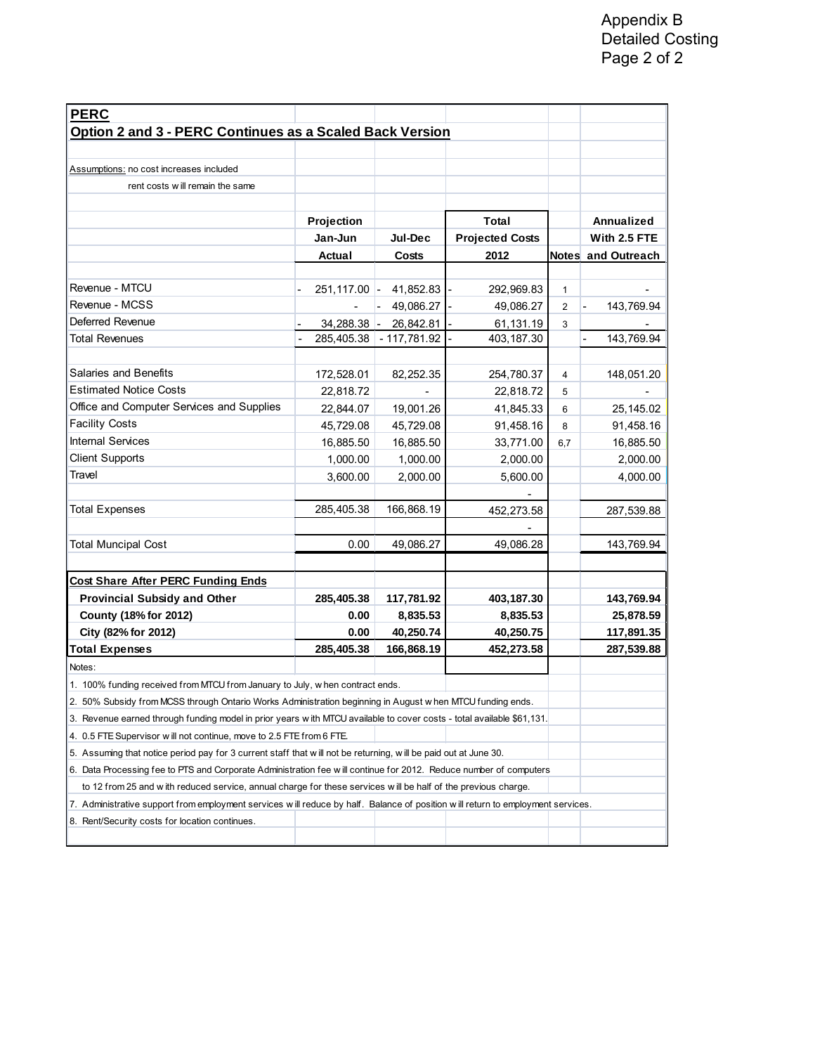Appendix B
Detailed Costing

## PERC

### Option 2 and 3 - PERC Continues as a Scaled Back Version

Assumptions: no cost increases included
rent costs will remain the same

| | Projection Jan-Jun Actual | Jul-Dec Costs | Total Projected Costs 2012 | Notes | Annualized With 2.5 FTE and Outreach |
|---|---|---|---|---|---|
| Revenue - MTCU | - 251,117.00 | - 41,852.83 | - 292,969.83 | 1 | - |
| Revenue - MCSS | - | - 49,086.27 | - 49,086.27 | 2 | - 143,769.94 |
| Deferred Revenue | - 34,288.38 | - 26,842.81 | - 61,131.19 | 3 | - |
| Total Revenues | - 285,405.38 | - 117,781.92 | - 403,187.30 | | - 143,769.94 |
| Salaries and Benefits | 172,528.01 | 82,252.35 | 254,780.37 | 4 | 148,051.20 |
| Estimated Notice Costs | 22,818.72 | - | 22,818.72 | 5 | - |
| Office and Computer Services and Supplies | 22,844.07 | 19,001.26 | 41,845.33 | 6 | 25,145.02 |
| Facility Costs | 45,729.08 | 45,729.08 | 91,458.16 | 8 | 91,458.16 |
| Internal Services | 16,885.50 | 16,885.50 | 33,771.00 | 6,7 | 16,885.50 |
| Client Supports | 1,000.00 | 1,000.00 | 2,000.00 | | 2,000.00 |
| Travel | 3,600.00 | 2,000.00 | 5,600.00 | | 4,000.00 |
| | | | - | | |
| Total Expenses | 285,405.38 | 166,868.19 | 452,273.58 | | 287,539.88 |
| | | | - | | |
| Total Muncipal Cost | 0.00 | 49,086.27 | 49,086.28 | | 143,769.94 |
| **Cost Share After PERC Funding Ends** | | | | | |
| **Provincial Subsidy and Other** | **285,405.38** | **117,781.92** | **403,187.30** | | **143,769.94** |
| **County (18% for 2012)** | **0.00** | **8,835.53** | **8,835.53** | | **25,878.59** |
| **City (82% for 2012)** | **0.00** | **40,250.74** | **40,250.75** | | **117,891.35** |
| **Total Expenses** | **285,405.38** | **166,868.19** | **452,273.58** | | **287,539.88** |

Notes:

1. 100% funding received from MTCU from January to July, when contract ends.
2. 50% Subsidy from MCSS through Ontario Works Administration beginning in August when MTCU funding ends.
3. Revenue earned through funding model in prior years with MTCU available to cover costs - total available $61,131.
4. 0.5 FTE Supervisor will not continue, move to 2.5 FTE from 6 FTE.
5. Assuming that notice period pay for 3 current staff that will not be returning, will be paid out at June 30.
6. Data Processing fee to PTS and Corporate Administration fee will continue for 2012. Reduce number of computers to 12 from 25 and with reduced service, annual charge for these services will be half of the previous charge.
7. Administrative support from employment services will reduce by half. Balance of position will return to employment services.
8. Rent/Security costs for location continues.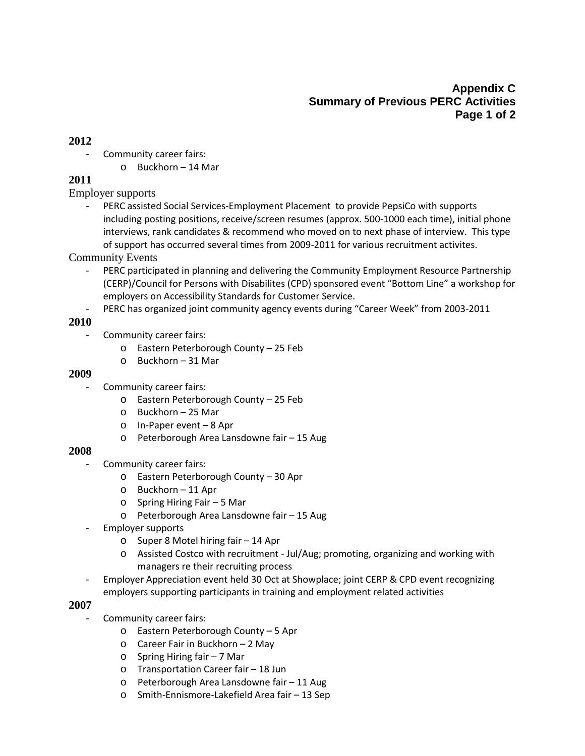# Appendix C
## Summary of Previous PERC Activities

**2012**

- Community career fairs:
  - Buckhorn – 14 Mar

**2011**

Employer supports

- PERC assisted Social Services-Employment Placement to provide PepsiCo with supports including posting positions, receive/screen resumes (approx. 500-1000 each time), initial phone interviews, rank candidates & recommend who moved on to next phase of interview. This type of support has occurred several times from 2009-2011 for various recruitment activites.

Community Events

- PERC participated in planning and delivering the Community Employment Resource Partnership (CERP)/Council for Persons with Disabilites (CPD) sponsored event "Bottom Line" a workshop for employers on Accessibility Standards for Customer Service.
- PERC has organized joint community agency events during "Career Week" from 2003-2011

**2010**

- Community career fairs:
  - Eastern Peterborough County – 25 Feb
  - Buckhorn – 31 Mar

**2009**

- Community career fairs:
  - Eastern Peterborough County – 25 Feb
  - Buckhorn – 25 Mar
  - In-Paper event – 8 Apr
  - Peterborough Area Lansdowne fair – 15 Aug

**2008**

- Community career fairs:
  - Eastern Peterborough County – 30 Apr
  - Buckhorn – 11 Apr
  - Spring Hiring Fair – 5 Mar
  - Peterborough Area Lansdowne fair – 15 Aug
- Employer supports
  - Super 8 Motel hiring fair – 14 Apr
  - Assisted Costco with recruitment - Jul/Aug; promoting, organizing and working with managers re their recruiting process
- Employer Appreciation event held 30 Oct at Showplace; joint CERP & CPD event recognizing employers supporting participants in training and employment related activities

**2007**

- Community career fairs:
  - Eastern Peterborough County – 5 Apr
  - Career Fair in Buckhorn – 2 May
  - Spring Hiring fair – 7 Mar
  - Transportation Career fair – 18 Jun
  - Peterborough Area Lansdowne fair – 11 Aug
  - Smith-Ennismore-Lakefield Area fair – 13 Sep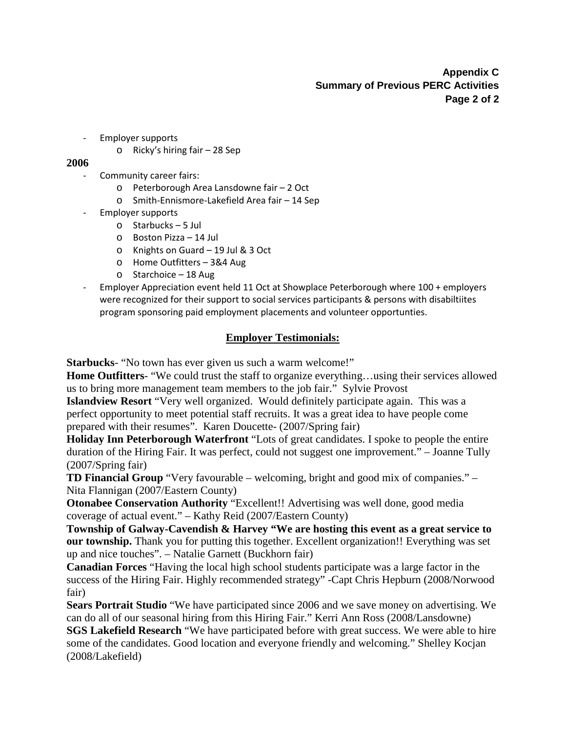## Appendix C
## Summary of Previous PERC Activities

- Employer supports
  - Ricky's hiring fair – 28 Sep

**2006**

- Community career fairs:
  - Peterborough Area Lansdowne fair – 2 Oct
  - Smith-Ennismore-Lakefield Area fair – 14 Sep
- Employer supports
  - Starbucks – 5 Jul
  - Boston Pizza – 14 Jul
  - Knights on Guard – 19 Jul & 3 Oct
  - Home Outfitters – 3&4 Aug
  - Starchoice – 18 Aug
- Employer Appreciation event held 11 Oct at Showplace Peterborough where 100 + employers were recognized for their support to social services participants & persons with disabiltiites program sponsoring paid employment placements and volunteer opportunties.

## Employer Testimonials:

**Starbucks**- "No town has ever given us such a warm welcome!"

**Home Outfitters**- "We could trust the staff to organize everything…using their services allowed us to bring more management team members to the job fair." Sylvie Provost

**Islandview Resort** "Very well organized. Would definitely participate again. This was a perfect opportunity to meet potential staff recruits. It was a great idea to have people come prepared with their resumes". Karen Doucette- (2007/Spring fair)

**Holiday Inn Peterborough Waterfront** "Lots of great candidates. I spoke to people the entire duration of the Hiring Fair. It was perfect, could not suggest one improvement." – Joanne Tully (2007/Spring fair)

**TD Financial Group** "Very favourable – welcoming, bright and good mix of companies." – Nita Flannigan (2007/Eastern County)

**Otonabee Conservation Authority** "Excellent!! Advertising was well done, good media coverage of actual event." – Kathy Reid (2007/Eastern County)

**Township of Galway-Cavendish & Harvey "We are hosting this event as a great service to our township.** Thank you for putting this together. Excellent organization!! Everything was set up and nice touches". – Natalie Garnett (Buckhorn fair)

**Canadian Forces** "Having the local high school students participate was a large factor in the success of the Hiring Fair. Highly recommended strategy" -Capt Chris Hepburn (2008/Norwood fair)

**Sears Portrait Studio** "We have participated since 2006 and we save money on advertising. We can do all of our seasonal hiring from this Hiring Fair." Kerri Ann Ross (2008/Lansdowne)

**SGS Lakefield Research** "We have participated before with great success. We were able to hire some of the candidates. Good location and everyone friendly and welcoming." Shelley Kocjan (2008/Lakefield)